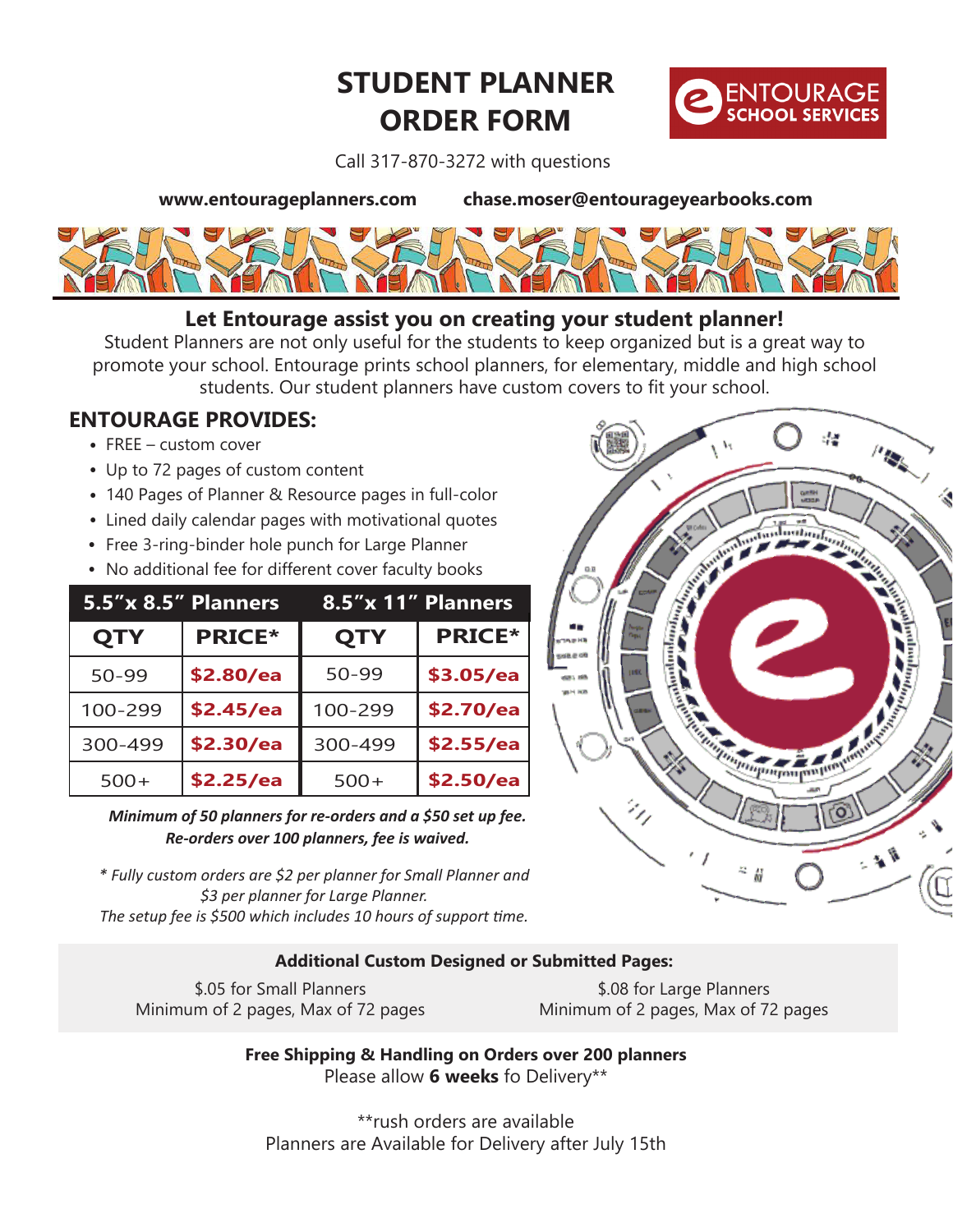# STUDENT PLANNER ORDER FORM

ENTOURAGE SCHOOL SERVICES

Call 317-870-3272 with questions

**www.entourageplanners.com** **chase.moser@entourageyearbooks.com**

## Let Entourage assist you on creating your student planner!

Student Planners are not only useful for the students to keep organized but is a great way to promote your school. Entourage prints school planners, for elementary, middle and high school students. Our student planners have custom covers to fit your school.

## ENTOURAGE PROVIDES:

- FREE – custom cover
- Up to 72 pages of custom content
- 140 Pages of Planner & Resource pages in full-color
- Lined daily calendar pages with motivational quotes
- Free 3-ring-binder hole punch for Large Planner
- No additional fee for different cover faculty books

| 5.5″x 8.5″ Planners | | 8.5″x 11″ Planners | |
|---|---|---|---|
| **QTY** | **PRICE*** | **QTY** | **PRICE*** |
| 50-99 | **$2.80/ea** | 50-99 | **$3.05/ea** |
| 100-299 | **$2.45/ea** | 100-299 | **$2.70/ea** |
| 300-499 | **$2.30/ea** | 300-499 | **$2.55/ea** |
| 500+ | **$2.25/ea** | 500+ | **$2.50/ea** |

***Minimum of 50 planners for re-orders and a $50 set up fee. Re-orders over 100 planners, fee is waived.***

*\* Fully custom orders are $2 per planner for Small Planner and $3 per planner for Large Planner. The setup fee is $500 which includes 10 hours of support time.*

**Additional Custom Designed or Submitted Pages:**

$.05 for Small Planners
Minimum of 2 pages, Max of 72 pages

$.08 for Large Planners
Minimum of 2 pages, Max of 72 pages

**Free Shipping & Handling on Orders over 200 planners**
Please allow **6 weeks** fo Delivery**

**rush orders are available
Planners are Available for Delivery after July 15th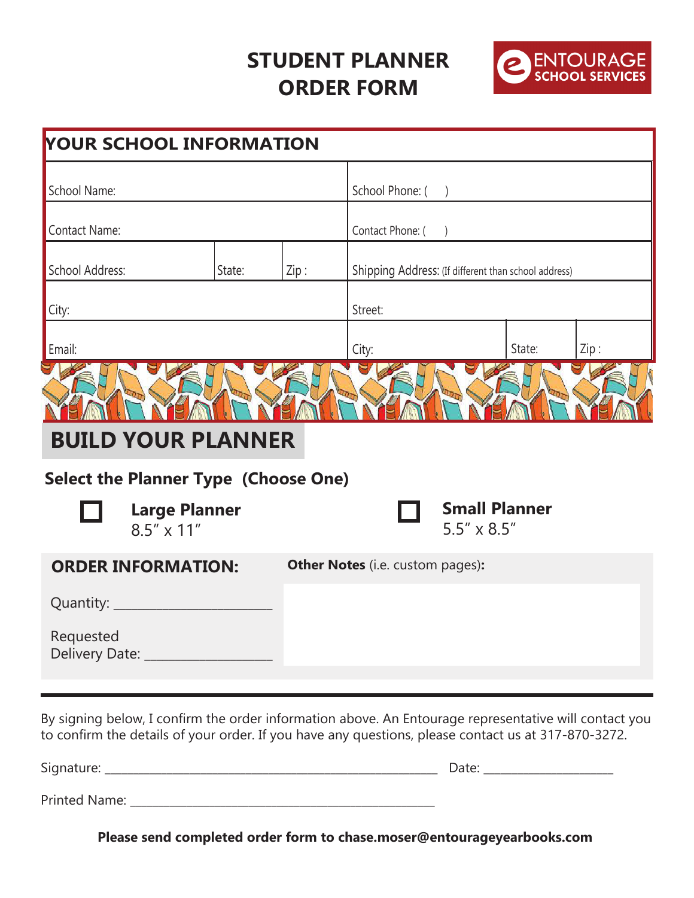# STUDENT PLANNER ORDER FORM

ENTOURAGE SCHOOL SERVICES

## YOUR SCHOOL INFORMATION

| | | | |
|---|---|---|---|
| School Name: | | | School Phone: ( ) |
| Contact Name: | | | Contact Phone: ( ) |
| School Address: | State: | Zip : | Shipping Address: (If different than school address) |
| City: | | | Street: |
| Email: | | | City: State: Zip : |

## BUILD YOUR PLANNER

### Select the Planner Type (Choose One)

☐ **Large Planner** 8.5″ x 11″

☐ **Small Planner** 5.5″ x 8.5″

### ORDER INFORMATION:

Quantity: ______________________

Requested Delivery Date: __________________

**Other Notes** (i.e. custom pages)**:**

---

By signing below, I confirm the order information above. An Entourage representative will contact you to confirm the details of your order. If you have any questions, please contact us at 317-870-3272.

Signature: ______________________________________________________ Date: ____________________

Printed Name: __________________________________________________

**Please send completed order form to chase.moser@entourageyearbooks.com**